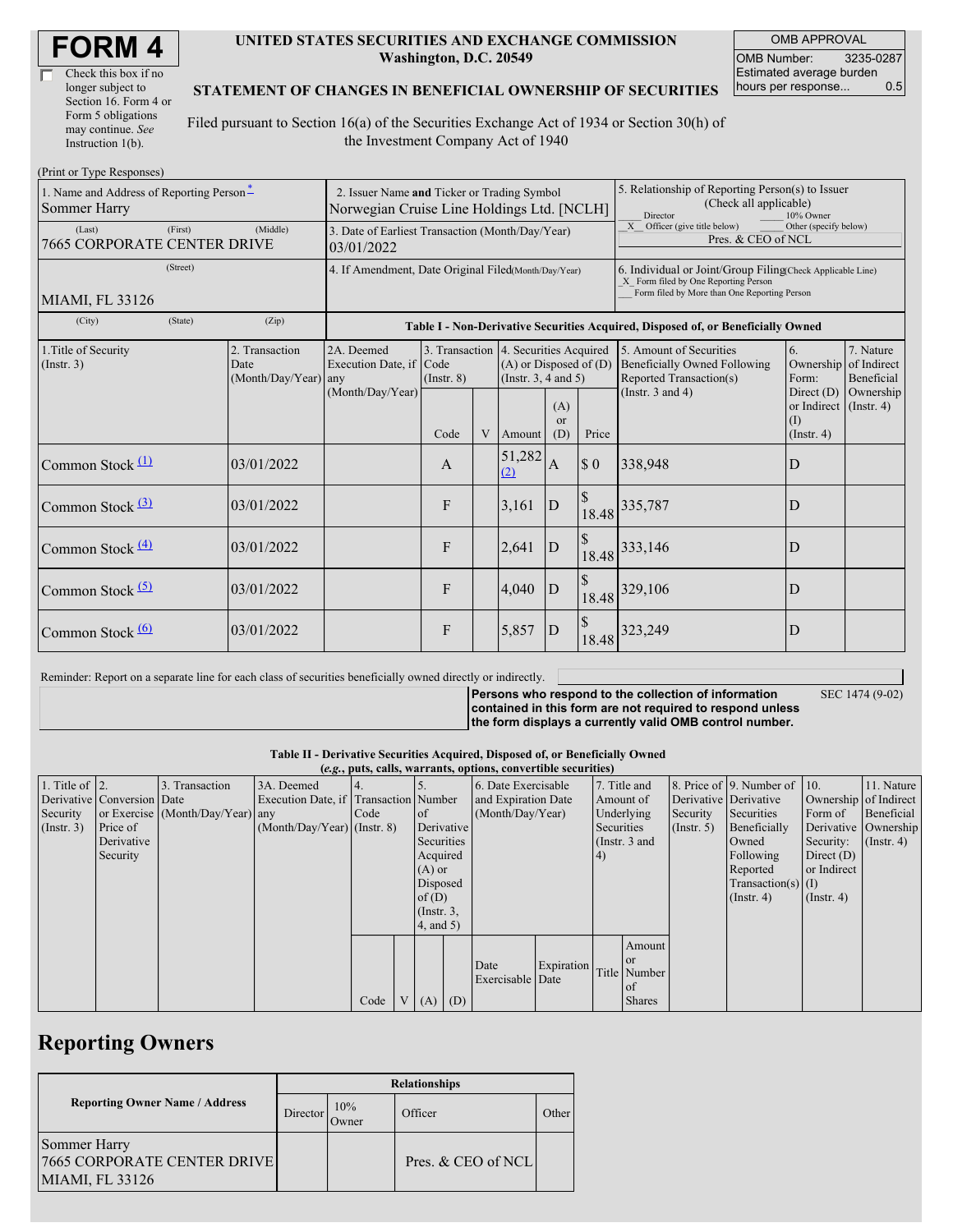# FORM 4

☐ Check this box if no longer subject to Section 16. Form 4 or Form 5 obligations may continue. *See* Instruction 1(b).

**UNITED STATES SECURITIES AND EXCHANGE COMMISSION**
**Washington, D.C. 20549**

**STATEMENT OF CHANGES IN BENEFICIAL OWNERSHIP OF SECURITIES**

Filed pursuant to Section 16(a) of the Securities Exchange Act of 1934 or Section 30(h) of the Investment Company Act of 1940

| OMB APPROVAL | |
|---|---|
| OMB Number: | 3235-0287 |
| Estimated average burden hours per response... | 0.5 |

(Print or Type Responses)

| 1. Name and Address of Reporting Person* | 2. Issuer Name and Ticker or Trading Symbol | 5. Relationship of Reporting Person(s) to Issuer (Check all applicable) |
|---|---|---|
| Sommer Harry | Norwegian Cruise Line Holdings Ltd. [NCLH] | ___ Director ___ 10% Owner |
| (Last) (First) (Middle) 7665 CORPORATE CENTER DRIVE | 3. Date of Earliest Transaction (Month/Day/Year) 03/01/2022 | _X_ Officer (give title below) ___ Other (specify below) Pres. & CEO of NCL |
| (Street) MIAMI, FL 33126 | 4. If Amendment, Date Original Filed (Month/Day/Year) | 6. Individual or Joint/Group Filing (Check Applicable Line) _X_ Form filed by One Reporting Person ___ Form filed by More than One Reporting Person |
| (City) (State) (Zip) | | |

**Table I - Non-Derivative Securities Acquired, Disposed of, or Beneficially Owned**

| 1.Title of Security (Instr. 3) | 2. Transaction Date (Month/Day/Year) | 2A. Deemed Execution Date, if any (Month/Day/Year) | 3. Transaction Code (Instr. 8) | | 4. Securities Acquired (A) or Disposed of (D) (Instr. 3, 4 and 5) | | | 5. Amount of Securities Beneficially Owned Following Reported Transaction(s) (Instr. 3 and 4) | 6. Ownership Form: Direct (D) or Indirect (I) (Instr. 4) | 7. Nature of Indirect Beneficial Ownership (Instr. 4) |
|---|---|---|---|---|---|---|---|---|---|---|
| | | | Code | V | Amount | (A) or (D) | Price | | | |
| Common Stock (1) | 03/01/2022 | | A | | 51,282 (2) | A | $ 0 | 338,948 | D | |
| Common Stock (3) | 03/01/2022 | | F | | 3,161 | D | $ 18.48 | 335,787 | D | |
| Common Stock (4) | 03/01/2022 | | F | | 2,641 | D | $ 18.48 | 333,146 | D | |
| Common Stock (5) | 03/01/2022 | | F | | 4,040 | D | $ 18.48 | 329,106 | D | |
| Common Stock (6) | 03/01/2022 | | F | | 5,857 | D | $ 18.48 | 323,249 | D | |

Reminder: Report on a separate line for each class of securities beneficially owned directly or indirectly.

**Persons who respond to the collection of information contained in this form are not required to respond unless the form displays a currently valid OMB control number.** SEC 1474 (9-02)

**Table II - Derivative Securities Acquired, Disposed of, or Beneficially Owned**
**(*e.g.*, puts, calls, warrants, options, convertible securities)**

| 1. Title of Derivative Security (Instr. 3) | 2. Conversion or Exercise Price of Derivative Security | 3. Transaction Date (Month/Day/Year) | 3A. Deemed Execution Date, if any (Month/Day/Year) | 4. Transaction Code (Instr. 8) | | 5. Number of Derivative Securities Acquired (A) or Disposed of (D) (Instr. 3, 4, and 5) | | 6. Date Exercisable and Expiration Date (Month/Day/Year) | | 7. Title and Amount of Underlying Securities (Instr. 3 and 4) | | 8. Price of Derivative Security (Instr. 5) | 9. Number of Derivative Securities Beneficially Owned Following Reported Transaction(s) (Instr. 4) | 10. Ownership Form of Derivative Security: Direct (D) or Indirect (I) (Instr. 4) | 11. Nature of Indirect Beneficial Ownership (Instr. 4) |
|---|---|---|---|---|---|---|---|---|---|---|---|---|---|---|---|
| | | | | Code | V | (A) | (D) | Date Exercisable | Expiration Date | Title | Amount or Number of Shares | | | | |

## Reporting Owners

| Reporting Owner Name / Address | Relationships | | | |
|---|---|---|---|---|
| | Director | 10% Owner | Officer | Other |
| Sommer Harry 7665 CORPORATE CENTER DRIVE MIAMI, FL 33126 | | | Pres. & CEO of NCL | |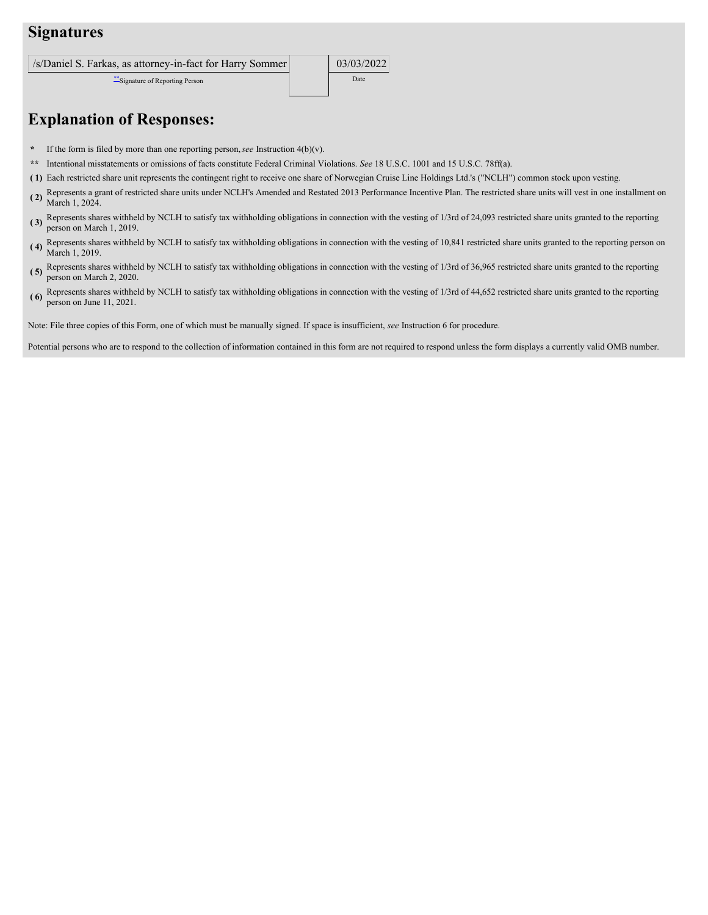## Signatures

| | | |
|---|---|---|
| /s/Daniel S. Farkas, as attorney-in-fact for Harry Sommer | | 03/03/2022 |
| **Signature of Reporting Person | | Date |

## Explanation of Responses:

\* If the form is filed by more than one reporting person, *see* Instruction 4(b)(v).

\*\* Intentional misstatements or omissions of facts constitute Federal Criminal Violations. *See* 18 U.S.C. 1001 and 15 U.S.C. 78ff(a).

( 1) Each restricted share unit represents the contingent right to receive one share of Norwegian Cruise Line Holdings Ltd.'s ("NCLH") common stock upon vesting.

( 2) Represents a grant of restricted share units under NCLH's Amended and Restated 2013 Performance Incentive Plan. The restricted share units will vest in one installment on March 1, 2024.

( 3) Represents shares withheld by NCLH to satisfy tax withholding obligations in connection with the vesting of 1/3rd of 24,093 restricted share units granted to the reporting person on March 1, 2019.

( 4) Represents shares withheld by NCLH to satisfy tax withholding obligations in connection with the vesting of 10,841 restricted share units granted to the reporting person on March 1, 2019.

( 5) Represents shares withheld by NCLH to satisfy tax withholding obligations in connection with the vesting of 1/3rd of 36,965 restricted share units granted to the reporting person on March 2, 2020.

( 6) Represents shares withheld by NCLH to satisfy tax withholding obligations in connection with the vesting of 1/3rd of 44,652 restricted share units granted to the reporting person on June 11, 2021.

Note: File three copies of this Form, one of which must be manually signed. If space is insufficient, *see* Instruction 6 for procedure.

Potential persons who are to respond to the collection of information contained in this form are not required to respond unless the form displays a currently valid OMB number.